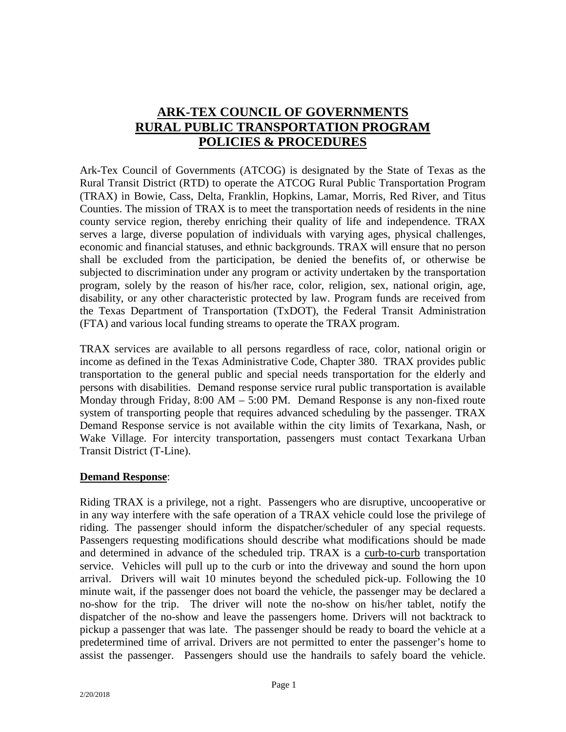# ARK-TEX COUNCIL OF GOVERNMENTS
# RURAL PUBLIC TRANSPORTATION PROGRAM
# POLICIES & PROCEDURES

Ark-Tex Council of Governments (ATCOG) is designated by the State of Texas as the Rural Transit District (RTD) to operate the ATCOG Rural Public Transportation Program (TRAX) in Bowie, Cass, Delta, Franklin, Hopkins, Lamar, Morris, Red River, and Titus Counties. The mission of TRAX is to meet the transportation needs of residents in the nine county service region, thereby enriching their quality of life and independence. TRAX serves a large, diverse population of individuals with varying ages, physical challenges, economic and financial statuses, and ethnic backgrounds. TRAX will ensure that no person shall be excluded from the participation, be denied the benefits of, or otherwise be subjected to discrimination under any program or activity undertaken by the transportation program, solely by the reason of his/her race, color, religion, sex, national origin, age, disability, or any other characteristic protected by law. Program funds are received from the Texas Department of Transportation (TxDOT), the Federal Transit Administration (FTA) and various local funding streams to operate the TRAX program.

TRAX services are available to all persons regardless of race, color, national origin or income as defined in the Texas Administrative Code, Chapter 380. TRAX provides public transportation to the general public and special needs transportation for the elderly and persons with disabilities. Demand response service rural public transportation is available Monday through Friday, 8:00 AM – 5:00 PM. Demand Response is any non-fixed route system of transporting people that requires advanced scheduling by the passenger. TRAX Demand Response service is not available within the city limits of Texarkana, Nash, or Wake Village. For intercity transportation, passengers must contact Texarkana Urban Transit District (T-Line).

**Demand Response**:

Riding TRAX is a privilege, not a right. Passengers who are disruptive, uncooperative or in any way interfere with the safe operation of a TRAX vehicle could lose the privilege of riding. The passenger should inform the dispatcher/scheduler of any special requests. Passengers requesting modifications should describe what modifications should be made and determined in advance of the scheduled trip. TRAX is a curb-to-curb transportation service. Vehicles will pull up to the curb or into the driveway and sound the horn upon arrival. Drivers will wait 10 minutes beyond the scheduled pick-up. Following the 10 minute wait, if the passenger does not board the vehicle, the passenger may be declared a no-show for the trip. The driver will note the no-show on his/her tablet, notify the dispatcher of the no-show and leave the passengers home. Drivers will not backtrack to pickup a passenger that was late. The passenger should be ready to board the vehicle at a predetermined time of arrival. Drivers are not permitted to enter the passenger's home to assist the passenger. Passengers should use the handrails to safely board the vehicle.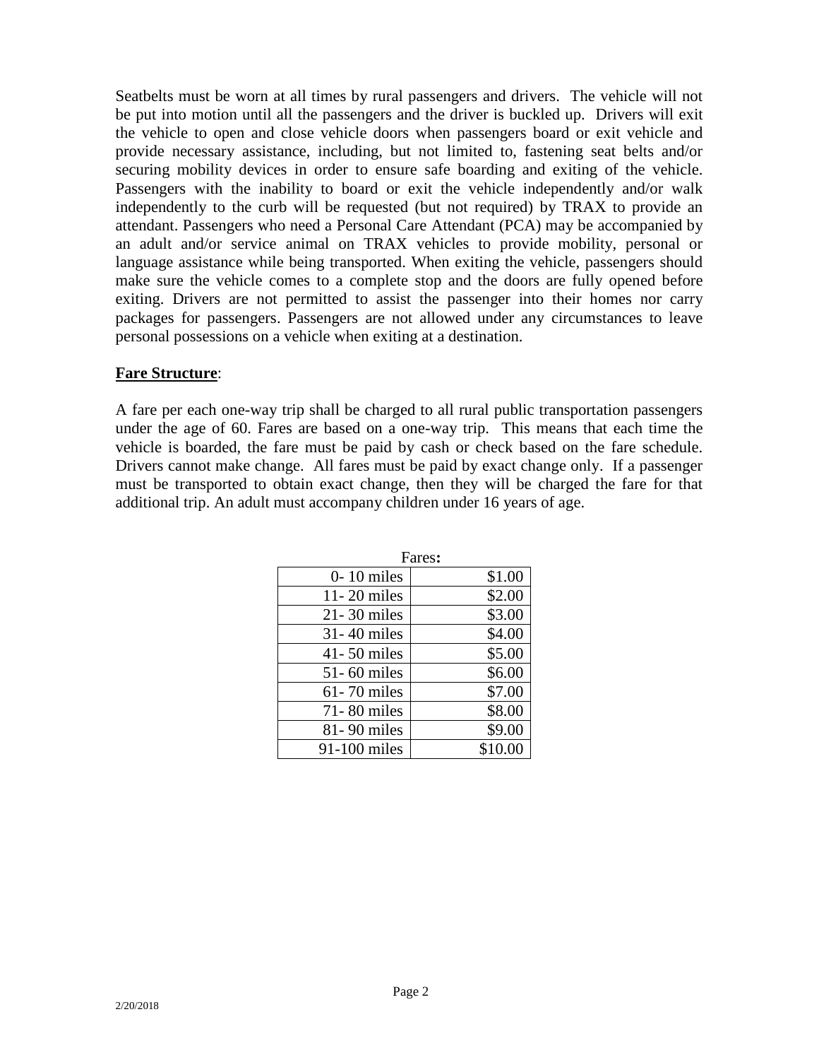Seatbelts must be worn at all times by rural passengers and drivers. The vehicle will not be put into motion until all the passengers and the driver is buckled up. Drivers will exit the vehicle to open and close vehicle doors when passengers board or exit vehicle and provide necessary assistance, including, but not limited to, fastening seat belts and/or securing mobility devices in order to ensure safe boarding and exiting of the vehicle. Passengers with the inability to board or exit the vehicle independently and/or walk independently to the curb will be requested (but not required) by TRAX to provide an attendant. Passengers who need a Personal Care Attendant (PCA) may be accompanied by an adult and/or service animal on TRAX vehicles to provide mobility, personal or language assistance while being transported. When exiting the vehicle, passengers should make sure the vehicle comes to a complete stop and the doors are fully opened before exiting. Drivers are not permitted to assist the passenger into their homes nor carry packages for passengers. Passengers are not allowed under any circumstances to leave personal possessions on a vehicle when exiting at a destination.

**<u>Fare Structure</u>**:

A fare per each one-way trip shall be charged to all rural public transportation passengers under the age of 60. Fares are based on a one-way trip. This means that each time the vehicle is boarded, the fare must be paid by cash or check based on the fare schedule. Drivers cannot make change. All fares must be paid by exact change only. If a passenger must be transported to obtain exact change, then they will be charged the fare for that additional trip. An adult must accompany children under 16 years of age.

Fares**:**

| Distance | Fare |
|---|---|
| 0- 10 miles | $1.00 |
| 11- 20 miles | $2.00 |
| 21- 30 miles | $3.00 |
| 31- 40 miles | $4.00 |
| 41- 50 miles | $5.00 |
| 51- 60 miles | $6.00 |
| 61- 70 miles | $7.00 |
| 71- 80 miles | $8.00 |
| 81- 90 miles | $9.00 |
| 91-100 miles | $10.00 |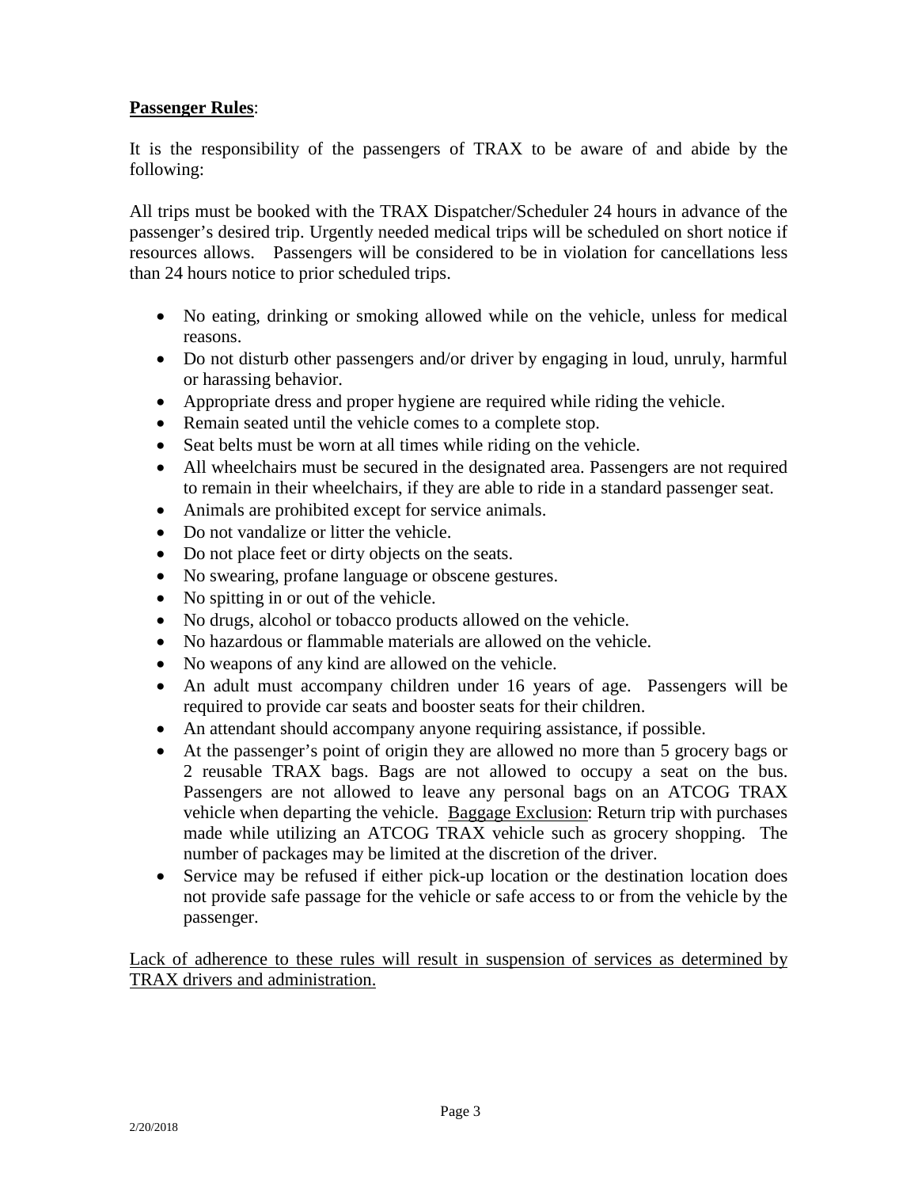**<u>Passenger Rules</u>**:

It is the responsibility of the passengers of TRAX to be aware of and abide by the following:

All trips must be booked with the TRAX Dispatcher/Scheduler 24 hours in advance of the passenger's desired trip. Urgently needed medical trips will be scheduled on short notice if resources allows. Passengers will be considered to be in violation for cancellations less than 24 hours notice to prior scheduled trips.

- No eating, drinking or smoking allowed while on the vehicle, unless for medical reasons.
- Do not disturb other passengers and/or driver by engaging in loud, unruly, harmful or harassing behavior.
- Appropriate dress and proper hygiene are required while riding the vehicle.
- Remain seated until the vehicle comes to a complete stop.
- Seat belts must be worn at all times while riding on the vehicle.
- All wheelchairs must be secured in the designated area. Passengers are not required to remain in their wheelchairs, if they are able to ride in a standard passenger seat.
- Animals are prohibited except for service animals.
- Do not vandalize or litter the vehicle.
- Do not place feet or dirty objects on the seats.
- No swearing, profane language or obscene gestures.
- No spitting in or out of the vehicle.
- No drugs, alcohol or tobacco products allowed on the vehicle.
- No hazardous or flammable materials are allowed on the vehicle.
- No weapons of any kind are allowed on the vehicle.
- An adult must accompany children under 16 years of age. Passengers will be required to provide car seats and booster seats for their children.
- An attendant should accompany anyone requiring assistance, if possible.
- At the passenger's point of origin they are allowed no more than 5 grocery bags or 2 reusable TRAX bags. Bags are not allowed to occupy a seat on the bus. Passengers are not allowed to leave any personal bags on an ATCOG TRAX vehicle when departing the vehicle. <u>Baggage Exclusion</u>: Return trip with purchases made while utilizing an ATCOG TRAX vehicle such as grocery shopping. The number of packages may be limited at the discretion of the driver.
- Service may be refused if either pick-up location or the destination location does not provide safe passage for the vehicle or safe access to or from the vehicle by the passenger.

<u>Lack of adherence to these rules will result in suspension of services as determined by TRAX drivers and administration.</u>

2/20/2018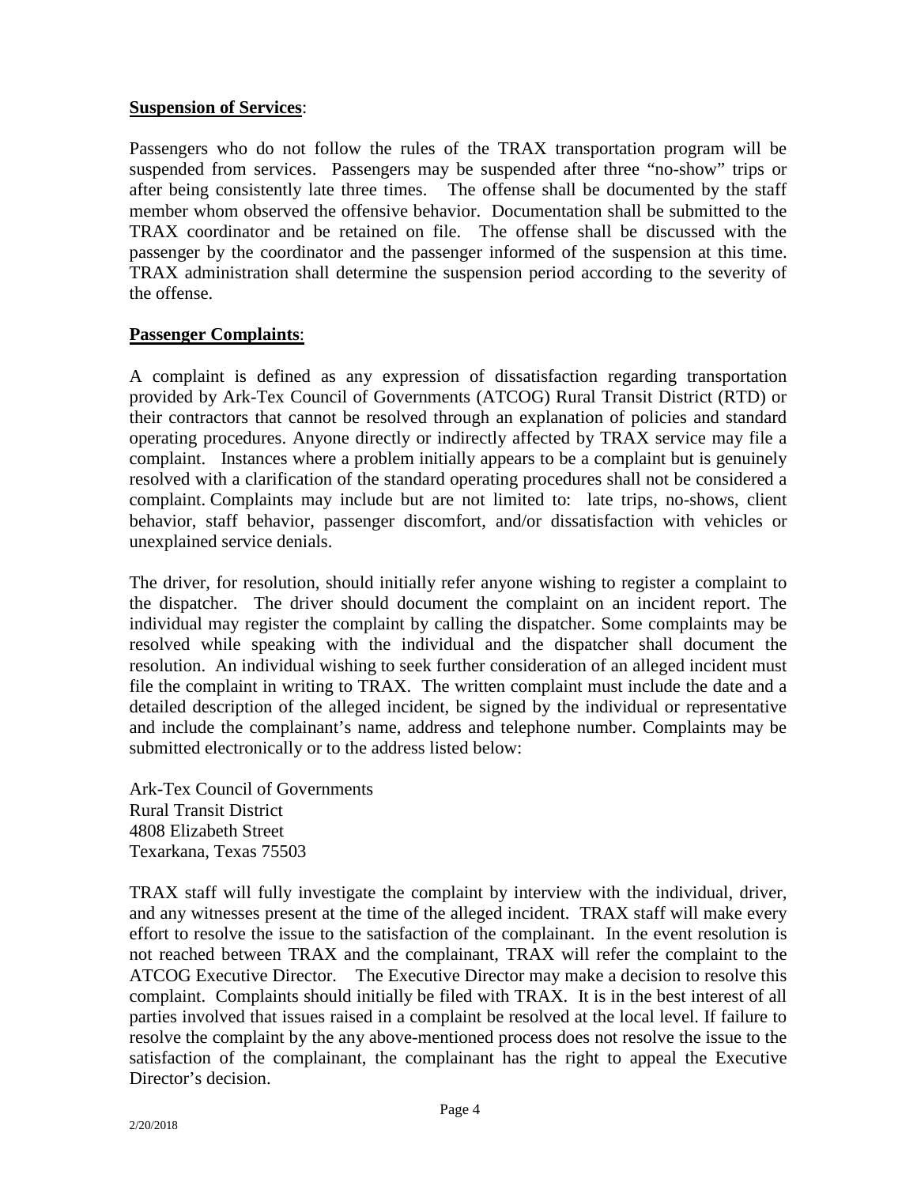**Suspension of Services**:

Passengers who do not follow the rules of the TRAX transportation program will be suspended from services. Passengers may be suspended after three "no-show" trips or after being consistently late three times. The offense shall be documented by the staff member whom observed the offensive behavior. Documentation shall be submitted to the TRAX coordinator and be retained on file. The offense shall be discussed with the passenger by the coordinator and the passenger informed of the suspension at this time. TRAX administration shall determine the suspension period according to the severity of the offense.

**Passenger Complaints**:

A complaint is defined as any expression of dissatisfaction regarding transportation provided by Ark-Tex Council of Governments (ATCOG) Rural Transit District (RTD) or their contractors that cannot be resolved through an explanation of policies and standard operating procedures. Anyone directly or indirectly affected by TRAX service may file a complaint. Instances where a problem initially appears to be a complaint but is genuinely resolved with a clarification of the standard operating procedures shall not be considered a complaint. Complaints may include but are not limited to: late trips, no-shows, client behavior, staff behavior, passenger discomfort, and/or dissatisfaction with vehicles or unexplained service denials.

The driver, for resolution, should initially refer anyone wishing to register a complaint to the dispatcher. The driver should document the complaint on an incident report. The individual may register the complaint by calling the dispatcher. Some complaints may be resolved while speaking with the individual and the dispatcher shall document the resolution. An individual wishing to seek further consideration of an alleged incident must file the complaint in writing to TRAX. The written complaint must include the date and a detailed description of the alleged incident, be signed by the individual or representative and include the complainant's name, address and telephone number. Complaints may be submitted electronically or to the address listed below:

Ark-Tex Council of Governments
Rural Transit District
4808 Elizabeth Street
Texarkana, Texas 75503

TRAX staff will fully investigate the complaint by interview with the individual, driver, and any witnesses present at the time of the alleged incident. TRAX staff will make every effort to resolve the issue to the satisfaction of the complainant. In the event resolution is not reached between TRAX and the complainant, TRAX will refer the complaint to the ATCOG Executive Director. The Executive Director may make a decision to resolve this complaint. Complaints should initially be filed with TRAX. It is in the best interest of all parties involved that issues raised in a complaint be resolved at the local level. If failure to resolve the complaint by the any above-mentioned process does not resolve the issue to the satisfaction of the complainant, the complainant has the right to appeal the Executive Director's decision.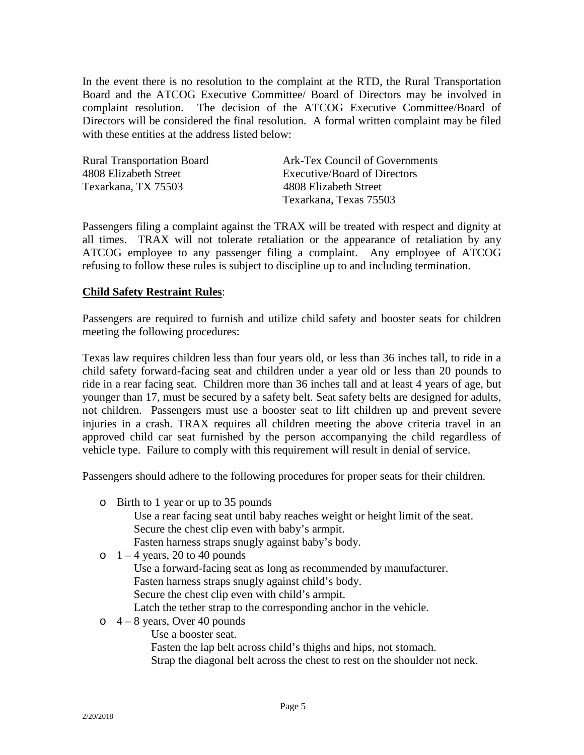In the event there is no resolution to the complaint at the RTD, the Rural Transportation Board and the ATCOG Executive Committee/ Board of Directors may be involved in complaint resolution. The decision of the ATCOG Executive Committee/Board of Directors will be considered the final resolution. A formal written complaint may be filed with these entities at the address listed below:

Rural Transportation Board
4808 Elizabeth Street
Texarkana, TX 75503

Ark-Tex Council of Governments
Executive/Board of Directors
4808 Elizabeth Street
Texarkana, Texas 75503

Passengers filing a complaint against the TRAX will be treated with respect and dignity at all times. TRAX will not tolerate retaliation or the appearance of retaliation by any ATCOG employee to any passenger filing a complaint. Any employee of ATCOG refusing to follow these rules is subject to discipline up to and including termination.

**Child Safety Restraint Rules**:

Passengers are required to furnish and utilize child safety and booster seats for children meeting the following procedures:

Texas law requires children less than four years old, or less than 36 inches tall, to ride in a child safety forward-facing seat and children under a year old or less than 20 pounds to ride in a rear facing seat. Children more than 36 inches tall and at least 4 years of age, but younger than 17, must be secured by a safety belt. Seat safety belts are designed for adults, not children. Passengers must use a booster seat to lift children up and prevent severe injuries in a crash. TRAX requires all children meeting the above criteria travel in an approved child car seat furnished by the person accompanying the child regardless of vehicle type. Failure to comply with this requirement will result in denial of service.

Passengers should adhere to the following procedures for proper seats for their children.

- Birth to 1 year or up to 35 pounds
  - Use a rear facing seat until baby reaches weight or height limit of the seat.
  - Secure the chest clip even with baby's armpit.
  - Fasten harness straps snugly against baby's body.
- 1 – 4 years, 20 to 40 pounds
  - Use a forward-facing seat as long as recommended by manufacturer.
  - Fasten harness straps snugly against child's body.
  - Secure the chest clip even with child's armpit.
  - Latch the tether strap to the corresponding anchor in the vehicle.
- 4 – 8 years, Over 40 pounds
  - Use a booster seat.
  - Fasten the lap belt across child's thighs and hips, not stomach.
  - Strap the diagonal belt across the chest to rest on the shoulder not neck.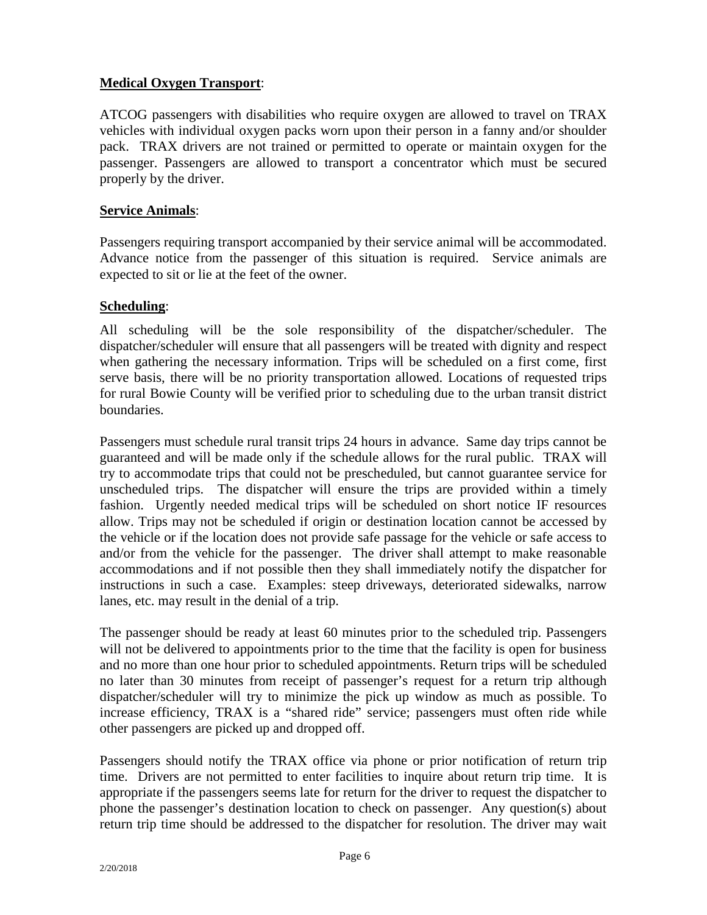**Medical Oxygen Transport**:

ATCOG passengers with disabilities who require oxygen are allowed to travel on TRAX vehicles with individual oxygen packs worn upon their person in a fanny and/or shoulder pack. TRAX drivers are not trained or permitted to operate or maintain oxygen for the passenger. Passengers are allowed to transport a concentrator which must be secured properly by the driver.

**Service Animals**:

Passengers requiring transport accompanied by their service animal will be accommodated. Advance notice from the passenger of this situation is required. Service animals are expected to sit or lie at the feet of the owner.

**Scheduling**:

All scheduling will be the sole responsibility of the dispatcher/scheduler. The dispatcher/scheduler will ensure that all passengers will be treated with dignity and respect when gathering the necessary information. Trips will be scheduled on a first come, first serve basis, there will be no priority transportation allowed. Locations of requested trips for rural Bowie County will be verified prior to scheduling due to the urban transit district boundaries.

Passengers must schedule rural transit trips 24 hours in advance. Same day trips cannot be guaranteed and will be made only if the schedule allows for the rural public. TRAX will try to accommodate trips that could not be prescheduled, but cannot guarantee service for unscheduled trips. The dispatcher will ensure the trips are provided within a timely fashion. Urgently needed medical trips will be scheduled on short notice IF resources allow. Trips may not be scheduled if origin or destination location cannot be accessed by the vehicle or if the location does not provide safe passage for the vehicle or safe access to and/or from the vehicle for the passenger. The driver shall attempt to make reasonable accommodations and if not possible then they shall immediately notify the dispatcher for instructions in such a case. Examples: steep driveways, deteriorated sidewalks, narrow lanes, etc. may result in the denial of a trip.

The passenger should be ready at least 60 minutes prior to the scheduled trip. Passengers will not be delivered to appointments prior to the time that the facility is open for business and no more than one hour prior to scheduled appointments. Return trips will be scheduled no later than 30 minutes from receipt of passenger's request for a return trip although dispatcher/scheduler will try to minimize the pick up window as much as possible. To increase efficiency, TRAX is a "shared ride" service; passengers must often ride while other passengers are picked up and dropped off.

Passengers should notify the TRAX office via phone or prior notification of return trip time. Drivers are not permitted to enter facilities to inquire about return trip time. It is appropriate if the passengers seems late for return for the driver to request the dispatcher to phone the passenger's destination location to check on passenger. Any question(s) about return trip time should be addressed to the dispatcher for resolution. The driver may wait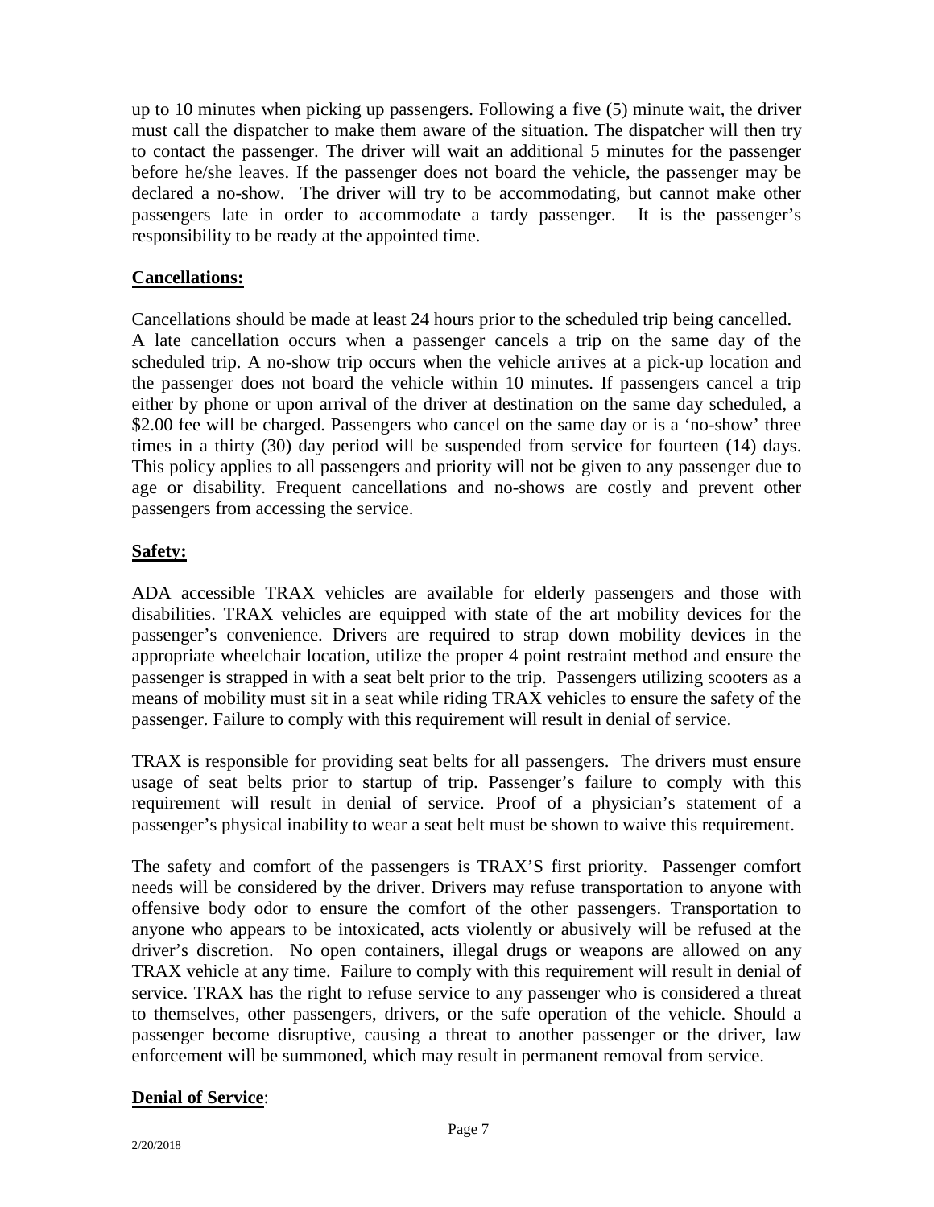up to 10 minutes when picking up passengers. Following a five (5) minute wait, the driver must call the dispatcher to make them aware of the situation. The dispatcher will then try to contact the passenger. The driver will wait an additional 5 minutes for the passenger before he/she leaves. If the passenger does not board the vehicle, the passenger may be declared a no-show. The driver will try to be accommodating, but cannot make other passengers late in order to accommodate a tardy passenger. It is the passenger's responsibility to be ready at the appointed time.

**Cancellations:**

Cancellations should be made at least 24 hours prior to the scheduled trip being cancelled. A late cancellation occurs when a passenger cancels a trip on the same day of the scheduled trip. A no-show trip occurs when the vehicle arrives at a pick-up location and the passenger does not board the vehicle within 10 minutes. If passengers cancel a trip either by phone or upon arrival of the driver at destination on the same day scheduled, a $2.00 fee will be charged. Passengers who cancel on the same day or is a 'no-show' three times in a thirty (30) day period will be suspended from service for fourteen (14) days. This policy applies to all passengers and priority will not be given to any passenger due to age or disability. Frequent cancellations and no-shows are costly and prevent other passengers from accessing the service.

**Safety:**

ADA accessible TRAX vehicles are available for elderly passengers and those with disabilities. TRAX vehicles are equipped with state of the art mobility devices for the passenger's convenience. Drivers are required to strap down mobility devices in the appropriate wheelchair location, utilize the proper 4 point restraint method and ensure the passenger is strapped in with a seat belt prior to the trip. Passengers utilizing scooters as a means of mobility must sit in a seat while riding TRAX vehicles to ensure the safety of the passenger. Failure to comply with this requirement will result in denial of service.

TRAX is responsible for providing seat belts for all passengers. The drivers must ensure usage of seat belts prior to startup of trip. Passenger's failure to comply with this requirement will result in denial of service. Proof of a physician's statement of a passenger's physical inability to wear a seat belt must be shown to waive this requirement.

The safety and comfort of the passengers is TRAX'S first priority. Passenger comfort needs will be considered by the driver. Drivers may refuse transportation to anyone with offensive body odor to ensure the comfort of the other passengers. Transportation to anyone who appears to be intoxicated, acts violently or abusively will be refused at the driver's discretion. No open containers, illegal drugs or weapons are allowed on any TRAX vehicle at any time. Failure to comply with this requirement will result in denial of service. TRAX has the right to refuse service to any passenger who is considered a threat to themselves, other passengers, drivers, or the safe operation of the vehicle. Should a passenger become disruptive, causing a threat to another passenger or the driver, law enforcement will be summoned, which may result in permanent removal from service.

**Denial of Service**: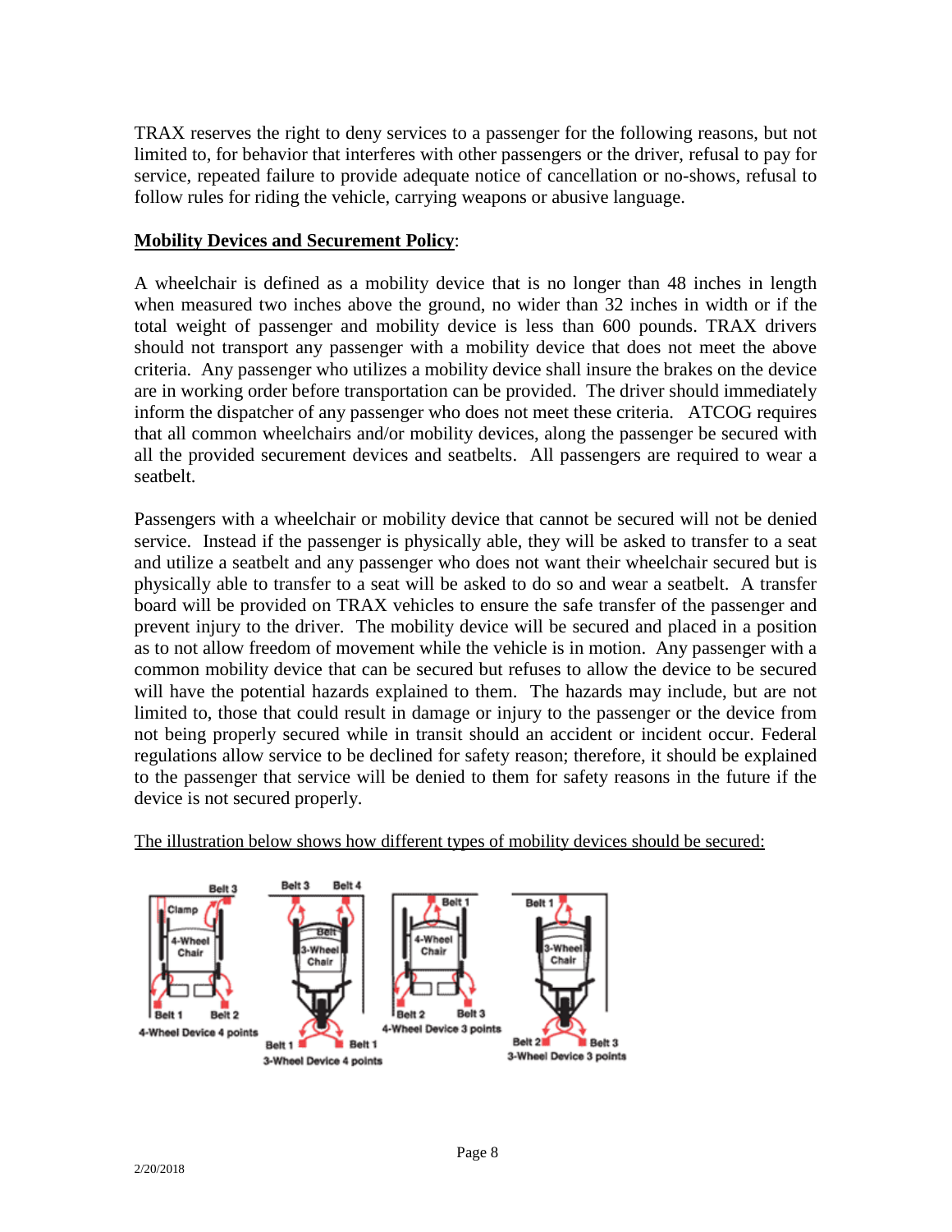TRAX reserves the right to deny services to a passenger for the following reasons, but not limited to, for behavior that interferes with other passengers or the driver, refusal to pay for service, repeated failure to provide adequate notice of cancellation or no-shows, refusal to follow rules for riding the vehicle, carrying weapons or abusive language.

**Mobility Devices and Securement Policy**:

A wheelchair is defined as a mobility device that is no longer than 48 inches in length when measured two inches above the ground, no wider than 32 inches in width or if the total weight of passenger and mobility device is less than 600 pounds. TRAX drivers should not transport any passenger with a mobility device that does not meet the above criteria. Any passenger who utilizes a mobility device shall insure the brakes on the device are in working order before transportation can be provided. The driver should immediately inform the dispatcher of any passenger who does not meet these criteria. ATCOG requires that all common wheelchairs and/or mobility devices, along the passenger be secured with all the provided securement devices and seatbelts. All passengers are required to wear a seatbelt.

Passengers with a wheelchair or mobility device that cannot be secured will not be denied service. Instead if the passenger is physically able, they will be asked to transfer to a seat and utilize a seatbelt and any passenger who does not want their wheelchair secured but is physically able to transfer to a seat will be asked to do so and wear a seatbelt. A transfer board will be provided on TRAX vehicles to ensure the safe transfer of the passenger and prevent injury to the driver. The mobility device will be secured and placed in a position as to not allow freedom of movement while the vehicle is in motion. Any passenger with a common mobility device that can be secured but refuses to allow the device to be secured will have the potential hazards explained to them. The hazards may include, but are not limited to, those that could result in damage or injury to the passenger or the device from not being properly secured while in transit should an accident or incident occur. Federal regulations allow service to be declined for safety reason; therefore, it should be explained to the passenger that service will be denied to them for safety reasons in the future if the device is not secured properly.

The illustration below shows how different types of mobility devices should be secured:

4-Wheel Device 4 points

3-Wheel Device 4 points

4-Wheel Device 3 points

3-Wheel Device 3 points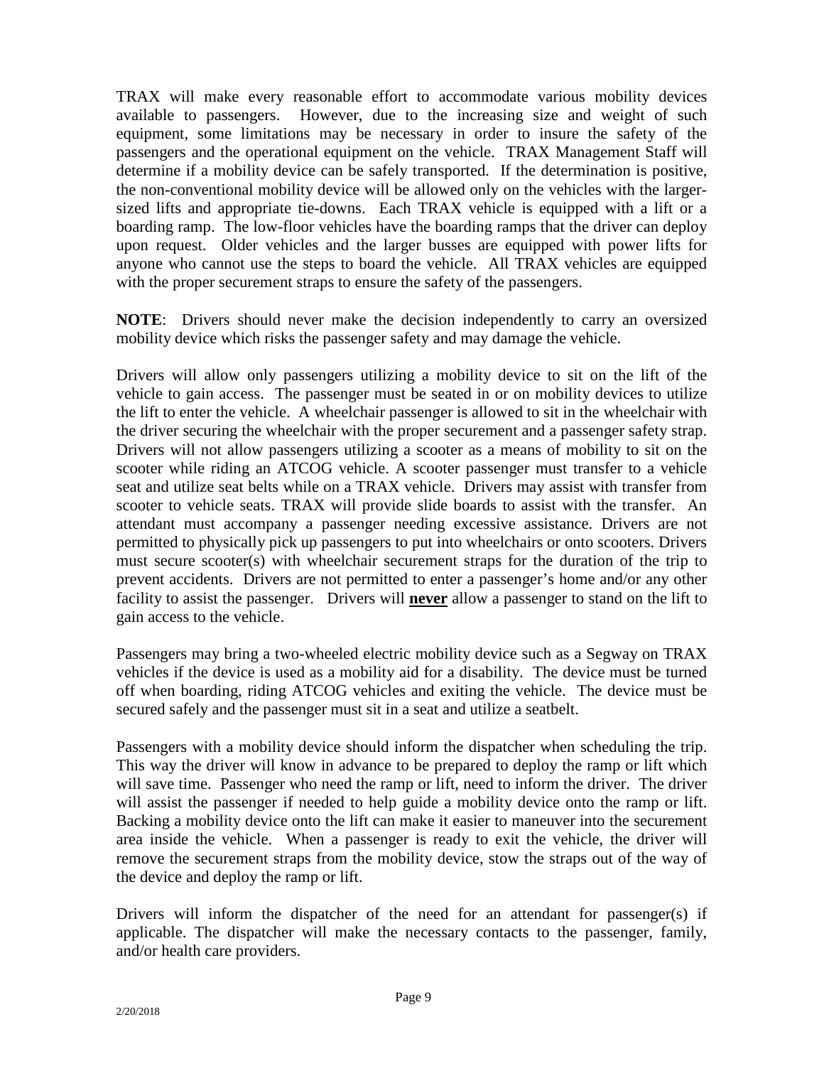TRAX will make every reasonable effort to accommodate various mobility devices available to passengers. However, due to the increasing size and weight of such equipment, some limitations may be necessary in order to insure the safety of the passengers and the operational equipment on the vehicle. TRAX Management Staff will determine if a mobility device can be safely transported. If the determination is positive, the non-conventional mobility device will be allowed only on the vehicles with the larger-sized lifts and appropriate tie-downs. Each TRAX vehicle is equipped with a lift or a boarding ramp. The low-floor vehicles have the boarding ramps that the driver can deploy upon request. Older vehicles and the larger busses are equipped with power lifts for anyone who cannot use the steps to board the vehicle. All TRAX vehicles are equipped with the proper securement straps to ensure the safety of the passengers.

**NOTE**: Drivers should never make the decision independently to carry an oversized mobility device which risks the passenger safety and may damage the vehicle.

Drivers will allow only passengers utilizing a mobility device to sit on the lift of the vehicle to gain access. The passenger must be seated in or on mobility devices to utilize the lift to enter the vehicle. A wheelchair passenger is allowed to sit in the wheelchair with the driver securing the wheelchair with the proper securement and a passenger safety strap. Drivers will not allow passengers utilizing a scooter as a means of mobility to sit on the scooter while riding an ATCOG vehicle. A scooter passenger must transfer to a vehicle seat and utilize seat belts while on a TRAX vehicle. Drivers may assist with transfer from scooter to vehicle seats. TRAX will provide slide boards to assist with the transfer. An attendant must accompany a passenger needing excessive assistance. Drivers are not permitted to physically pick up passengers to put into wheelchairs or onto scooters. Drivers must secure scooter(s) with wheelchair securement straps for the duration of the trip to prevent accidents. Drivers are not permitted to enter a passenger's home and/or any other facility to assist the passenger. Drivers will **<u>never</u>** allow a passenger to stand on the lift to gain access to the vehicle.

Passengers may bring a two-wheeled electric mobility device such as a Segway on TRAX vehicles if the device is used as a mobility aid for a disability. The device must be turned off when boarding, riding ATCOG vehicles and exiting the vehicle. The device must be secured safely and the passenger must sit in a seat and utilize a seatbelt.

Passengers with a mobility device should inform the dispatcher when scheduling the trip. This way the driver will know in advance to be prepared to deploy the ramp or lift which will save time. Passenger who need the ramp or lift, need to inform the driver. The driver will assist the passenger if needed to help guide a mobility device onto the ramp or lift. Backing a mobility device onto the lift can make it easier to maneuver into the securement area inside the vehicle. When a passenger is ready to exit the vehicle, the driver will remove the securement straps from the mobility device, stow the straps out of the way of the device and deploy the ramp or lift.

Drivers will inform the dispatcher of the need for an attendant for passenger(s) if applicable. The dispatcher will make the necessary contacts to the passenger, family, and/or health care providers.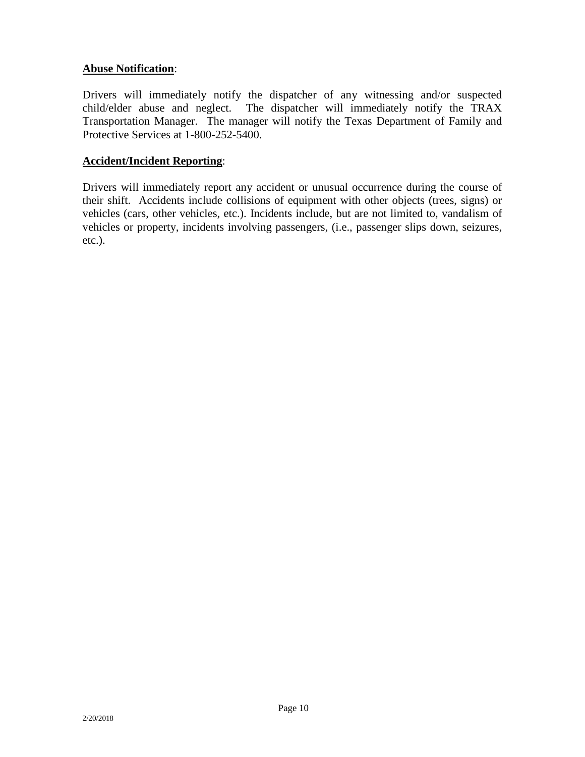**Abuse Notification**:

Drivers will immediately notify the dispatcher of any witnessing and/or suspected child/elder abuse and neglect. The dispatcher will immediately notify the TRAX Transportation Manager. The manager will notify the Texas Department of Family and Protective Services at 1-800-252-5400.

**Accident/Incident Reporting**:

Drivers will immediately report any accident or unusual occurrence during the course of their shift. Accidents include collisions of equipment with other objects (trees, signs) or vehicles (cars, other vehicles, etc.). Incidents include, but are not limited to, vandalism of vehicles or property, incidents involving passengers, (i.e., passenger slips down, seizures, etc.).